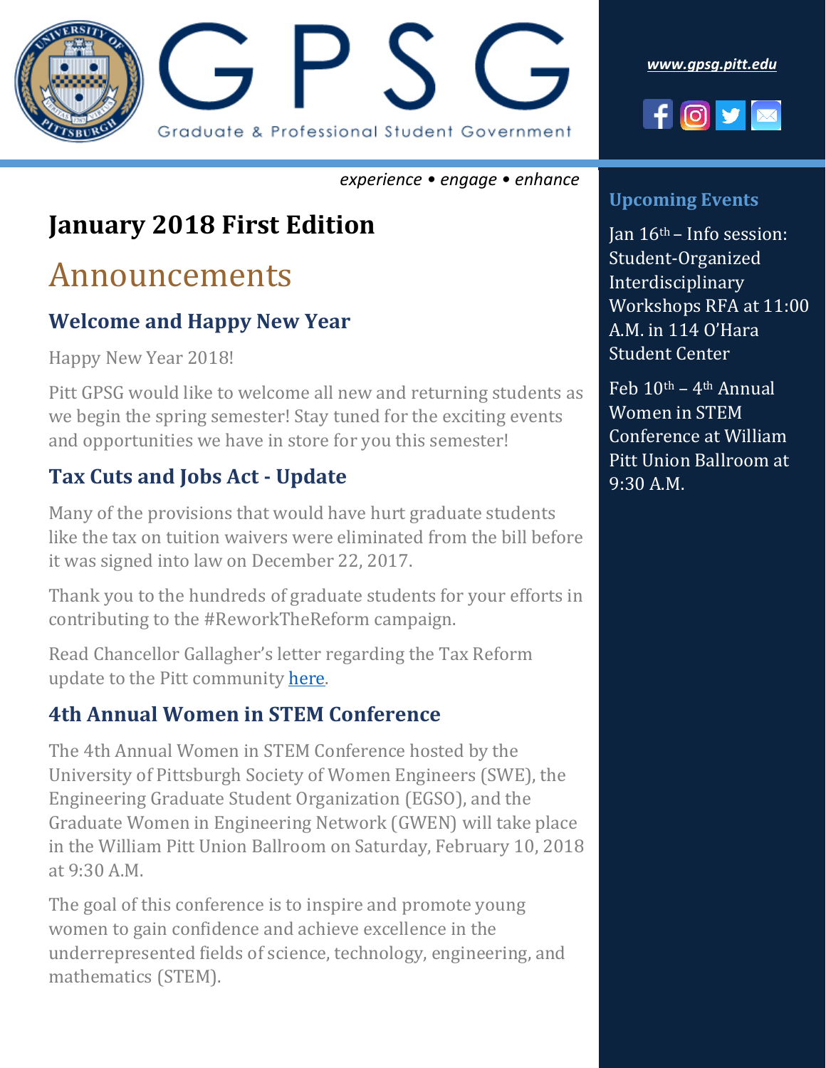# GPSG

Graduate & Professional Student Government

*www.gpsg.pitt.edu*

*experience • engage • enhance*

## January 2018 First Edition

# Announcements

### Welcome and Happy New Year

Happy New Year 2018!

Pitt GPSG would like to welcome all new and returning students as we begin the spring semester! Stay tuned for the exciting events and opportunities we have in store for you this semester!

### Tax Cuts and Jobs Act - Update

Many of the provisions that would have hurt graduate students like the tax on tuition waivers were eliminated from the bill before it was signed into law on December 22, 2017.

Thank you to the hundreds of graduate students for your efforts in contributing to the #ReworkTheReform campaign.

Read Chancellor Gallagher's letter regarding the Tax Reform update to the Pitt community here.

### 4th Annual Women in STEM Conference

The 4th Annual Women in STEM Conference hosted by the University of Pittsburgh Society of Women Engineers (SWE), the Engineering Graduate Student Organization (EGSO), and the Graduate Women in Engineering Network (GWEN) will take place in the William Pitt Union Ballroom on Saturday, February 10, 2018 at 9:30 A.M.

The goal of this conference is to inspire and promote young women to gain confidence and achieve excellence in the underrepresented fields of science, technology, engineering, and mathematics (STEM).

### Upcoming Events

Jan 16th – Info session: Student-Organized Interdisciplinary Workshops RFA at 11:00 A.M. in 114 O'Hara Student Center

Feb 10th – 4th Annual Women in STEM Conference at William Pitt Union Ballroom at 9:30 A.M.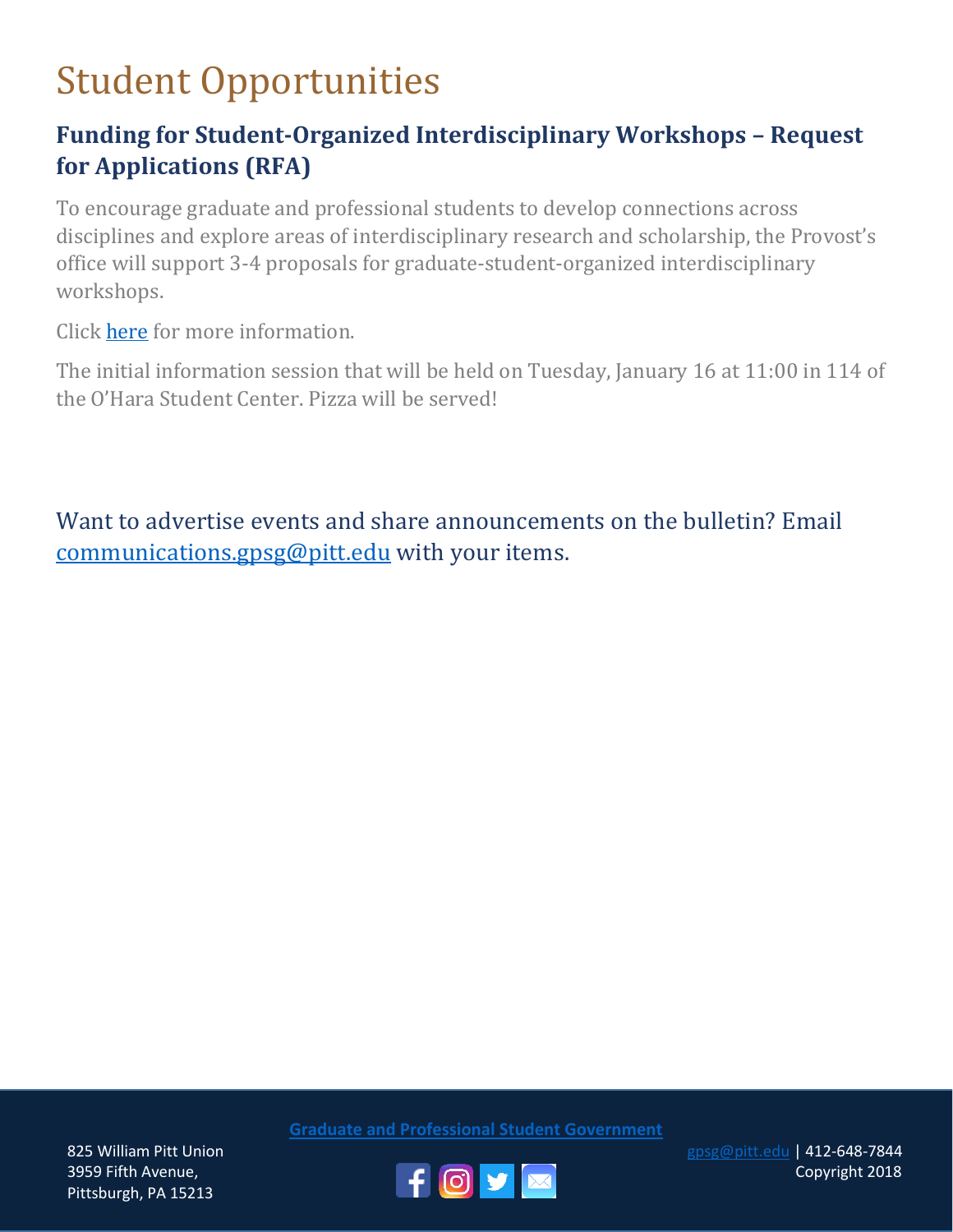# Student Opportunities

## Funding for Student-Organized Interdisciplinary Workshops – Request for Applications (RFA)

To encourage graduate and professional students to develop connections across disciplines and explore areas of interdisciplinary research and scholarship, the Provost's office will support 3-4 proposals for graduate-student-organized interdisciplinary workshops.

Click here for more information.

The initial information session that will be held on Tuesday, January 16 at 11:00 in 114 of the O'Hara Student Center. Pizza will be served!

Want to advertise events and share announcements on the bulletin? Email communications.gpsg@pitt.edu with your items.

**Graduate and Professional Student Government**

825 William Pitt Union
3959 Fifth Avenue,
Pittsburgh, PA 15213

gpsg@pitt.edu | 412-648-7844
Copyright 2018